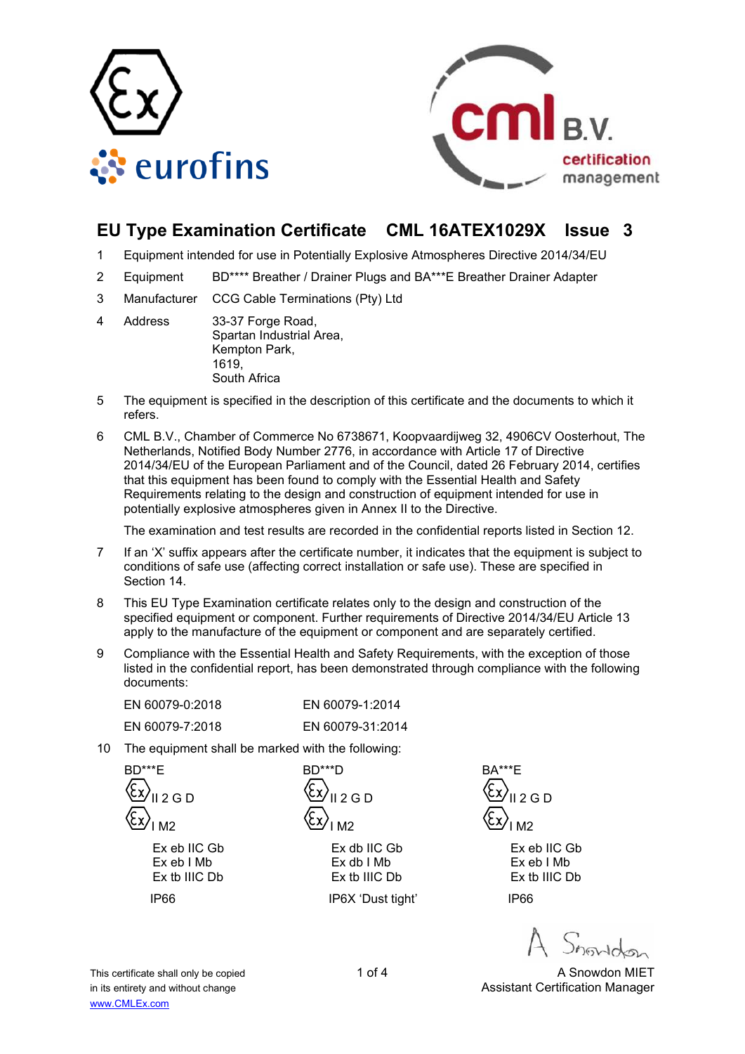# EU Type Examination Certificate CML 16ATEX1029X Issue 3

1 Equipment intended for use in Potentially Explosive Atmospheres Directive 2014/34/EU

2 Equipment BD**** Breather / Drainer Plugs and BA***E Breather Drainer Adapter

3 Manufacturer CCG Cable Terminations (Pty) Ltd

4 Address 33-37 Forge Road,
Spartan Industrial Area,
Kempton Park,
1619,
South Africa

5 The equipment is specified in the description of this certificate and the documents to which it refers.

6 CML B.V., Chamber of Commerce No 6738671, Koopvaardijweg 32, 4906CV Oosterhout, The Netherlands, Notified Body Number 2776, in accordance with Article 17 of Directive 2014/34/EU of the European Parliament and of the Council, dated 26 February 2014, certifies that this equipment has been found to comply with the Essential Health and Safety Requirements relating to the design and construction of equipment intended for use in potentially explosive atmospheres given in Annex II to the Directive.

The examination and test results are recorded in the confidential reports listed in Section 12.

7 If an 'X' suffix appears after the certificate number, it indicates that the equipment is subject to conditions of safe use (affecting correct installation or safe use). These are specified in Section 14.

8 This EU Type Examination certificate relates only to the design and construction of the specified equipment or component. Further requirements of Directive 2014/34/EU Article 13 apply to the manufacture of the equipment or component and are separately certified.

9 Compliance with the Essential Health and Safety Requirements, with the exception of those listed in the confidential report, has been demonstrated through compliance with the following documents:

EN 60079-0:2018 EN 60079-1:2014

EN 60079-7:2018 EN 60079-31:2014

10 The equipment shall be marked with the following:

| BD***E | BD***D | BA***E |
|---|---|---|
| Ex II 2 G D | Ex II 2 G D | Ex II 2 G D |
| Ex I M2 | Ex I M2 | Ex I M2 |
| Ex eb IIC Gb<br>Ex eb I Mb<br>Ex tb IIIC Db | Ex db IIC Gb<br>Ex db I Mb<br>Ex tb IIIC Db | Ex eb IIC Gb<br>Ex eb I Mb<br>Ex tb IIIC Db |
| IP66 | IP6X 'Dust tight' | IP66 |

A Snowdon MIET
Assistant Certification Manager

This certificate shall only be copied in its entirety and without change
www.CMLEx.com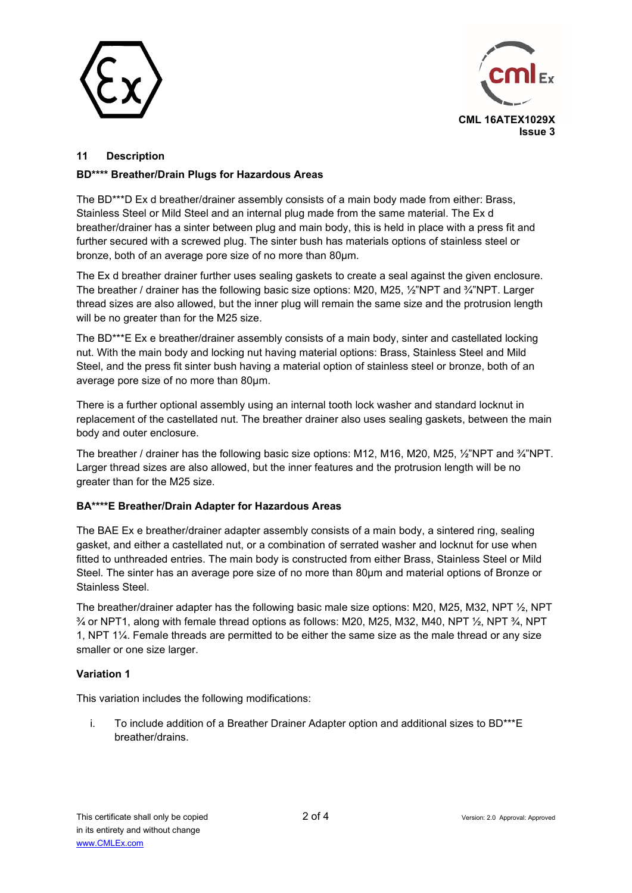## 11 Description

**BD\*\*\*\* Breather/Drain Plugs for Hazardous Areas**

The BD***D Ex d breather/drainer assembly consists of a main body made from either: Brass, Stainless Steel or Mild Steel and an internal plug made from the same material. The Ex d breather/drainer has a sinter between plug and main body, this is held in place with a press fit and further secured with a screwed plug. The sinter bush has materials options of stainless steel or bronze, both of an average pore size of no more than 80µm.

The Ex d breather drainer further uses sealing gaskets to create a seal against the given enclosure. The breather / drainer has the following basic size options: M20, M25, ½"NPT and ¾"NPT. Larger thread sizes are also allowed, but the inner plug will remain the same size and the protrusion length will be no greater than for the M25 size.

The BD***E Ex e breather/drainer assembly consists of a main body, sinter and castellated locking nut. With the main body and locking nut having material options: Brass, Stainless Steel and Mild Steel, and the press fit sinter bush having a material option of stainless steel or bronze, both of an average pore size of no more than 80µm.

There is a further optional assembly using an internal tooth lock washer and standard locknut in replacement of the castellated nut. The breather drainer also uses sealing gaskets, between the main body and outer enclosure.

The breather / drainer has the following basic size options: M12, M16, M20, M25, ½"NPT and ¾"NPT. Larger thread sizes are also allowed, but the inner features and the protrusion length will be no greater than for the M25 size.

**BA\*\*\*\*E Breather/Drain Adapter for Hazardous Areas**

The BAE Ex e breather/drainer adapter assembly consists of a main body, a sintered ring, sealing gasket, and either a castellated nut, or a combination of serrated washer and locknut for use when fitted to unthreaded entries. The main body is constructed from either Brass, Stainless Steel or Mild Steel. The sinter has an average pore size of no more than 80µm and material options of Bronze or Stainless Steel.

The breather/drainer adapter has the following basic male size options: M20, M25, M32, NPT ½, NPT ¾ or NPT1, along with female thread options as follows: M20, M25, M32, M40, NPT ½, NPT ¾, NPT 1, NPT 1¼. Female threads are permitted to be either the same size as the male thread or any size smaller or one size larger.

**Variation 1**

This variation includes the following modifications:

i. To include addition of a Breather Drainer Adapter option and additional sizes to BD***E breather/drains.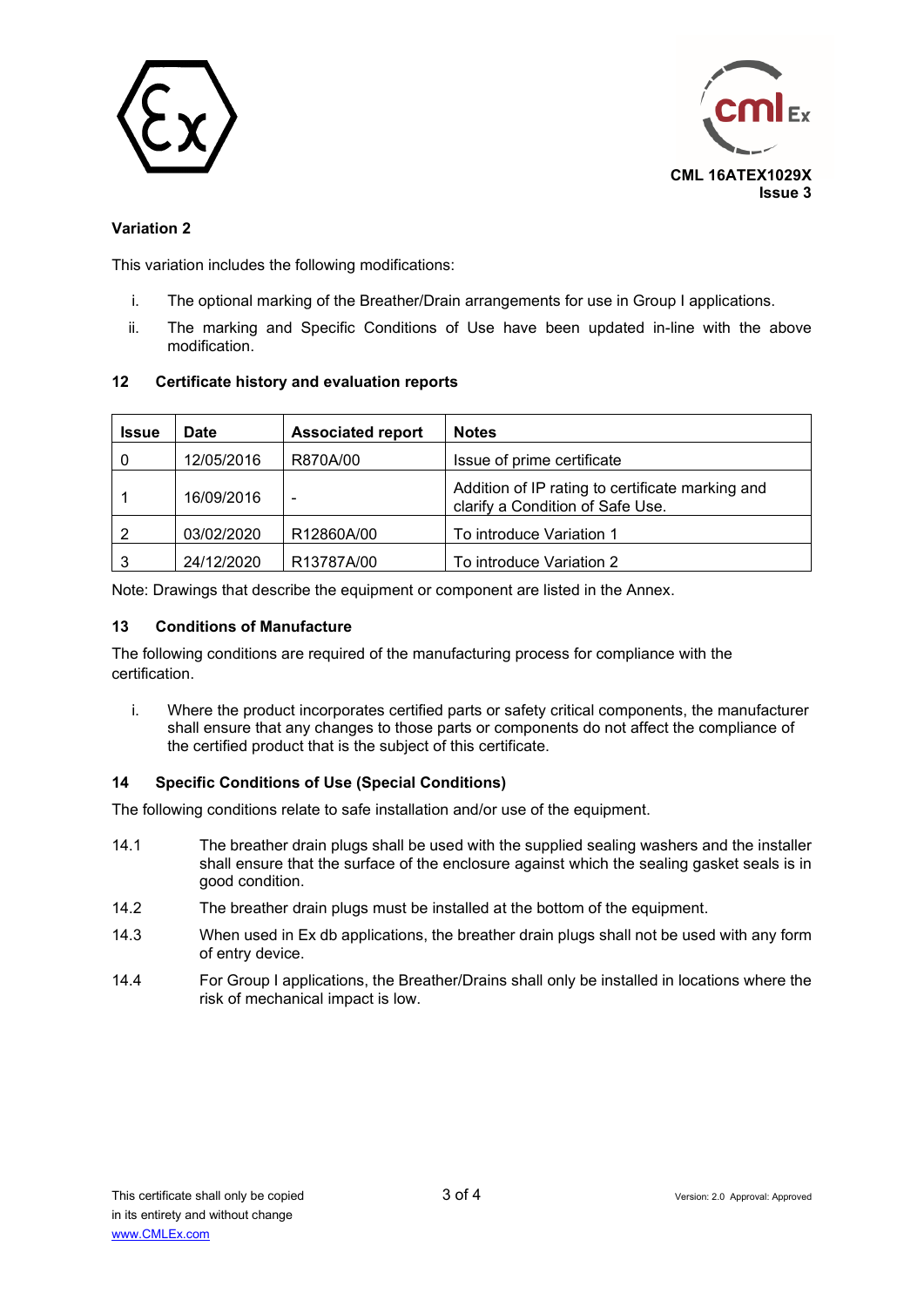**Variation 2**

This variation includes the following modifications:

i. The optional marking of the Breather/Drain arrangements for use in Group I applications.

ii. The marking and Specific Conditions of Use have been updated in-line with the above modification.

## 12 Certificate history and evaluation reports

| Issue | Date | Associated report | Notes |
|---|---|---|---|
| 0 | 12/05/2016 | R870A/00 | Issue of prime certificate |
| 1 | 16/09/2016 | - | Addition of IP rating to certificate marking and clarify a Condition of Safe Use. |
| 2 | 03/02/2020 | R12860A/00 | To introduce Variation 1 |
| 3 | 24/12/2020 | R13787A/00 | To introduce Variation 2 |

Note: Drawings that describe the equipment or component are listed in the Annex.

## 13 Conditions of Manufacture

The following conditions are required of the manufacturing process for compliance with the certification.

i. Where the product incorporates certified parts or safety critical components, the manufacturer shall ensure that any changes to those parts or components do not affect the compliance of the certified product that is the subject of this certificate.

## 14 Specific Conditions of Use (Special Conditions)

The following conditions relate to safe installation and/or use of the equipment.

14.1 The breather drain plugs shall be used with the supplied sealing washers and the installer shall ensure that the surface of the enclosure against which the sealing gasket seals is in good condition.

14.2 The breather drain plugs must be installed at the bottom of the equipment.

14.3 When used in Ex db applications, the breather drain plugs shall not be used with any form of entry device.

14.4 For Group I applications, the Breather/Drains shall only be installed in locations where the risk of mechanical impact is low.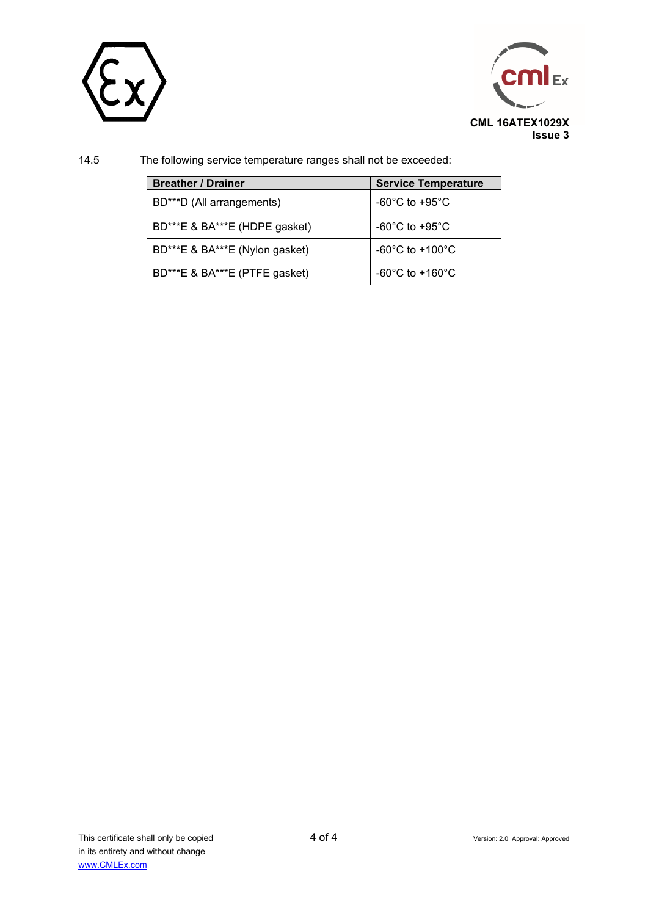14.5 The following service temperature ranges shall not be exceeded:

| Breather / Drainer | Service Temperature |
|---|---|
| BD***D (All arrangements) | -60°C to +95°C |
| BD***E & BA***E (HDPE gasket) | -60°C to +95°C |
| BD***E & BA***E (Nylon gasket) | -60°C to +100°C |
| BD***E & BA***E (PTFE gasket) | -60°C to +160°C |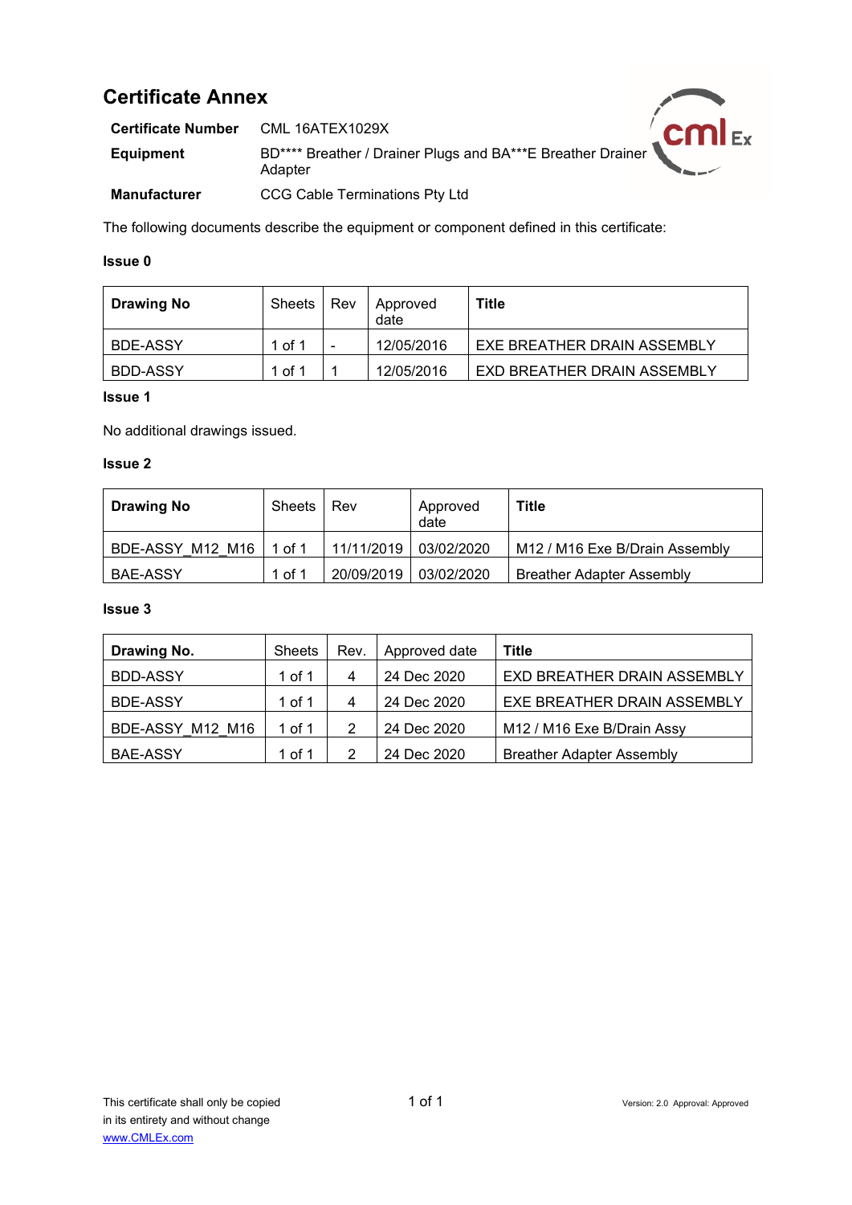# Certificate Annex

| | |
|---|---|
| **Certificate Number** | CML 16ATEX1029X |
| **Equipment** | BD**** Breather / Drainer Plugs and BA***E Breather Drainer Adapter |
| **Manufacturer** | CCG Cable Terminations Pty Ltd |

The following documents describe the equipment or component defined in this certificate:

**Issue 0**

| Drawing No | Sheets | Rev | Approved date | Title |
|---|---|---|---|---|
| BDE-ASSY | 1 of 1 | - | 12/05/2016 | EXE BREATHER DRAIN ASSEMBLY |
| BDD-ASSY | 1 of 1 | 1 | 12/05/2016 | EXD BREATHER DRAIN ASSEMBLY |

**Issue 1**

No additional drawings issued.

**Issue 2**

| Drawing No | Sheets | Rev | Approved date | Title |
|---|---|---|---|---|
| BDE-ASSY_M12_M16 | 1 of 1 | 11/11/2019 | 03/02/2020 | M12 / M16 Exe B/Drain Assembly |
| BAE-ASSY | 1 of 1 | 20/09/2019 | 03/02/2020 | Breather Adapter Assembly |

**Issue 3**

| Drawing No. | Sheets | Rev. | Approved date | Title |
|---|---|---|---|---|
| BDD-ASSY | 1 of 1 | 4 | 24 Dec 2020 | EXD BREATHER DRAIN ASSEMBLY |
| BDE-ASSY | 1 of 1 | 4 | 24 Dec 2020 | EXE BREATHER DRAIN ASSEMBLY |
| BDE-ASSY_M12_M16 | 1 of 1 | 2 | 24 Dec 2020 | M12 / M16 Exe B/Drain Assy |
| BAE-ASSY | 1 of 1 | 2 | 24 Dec 2020 | Breather Adapter Assembly |